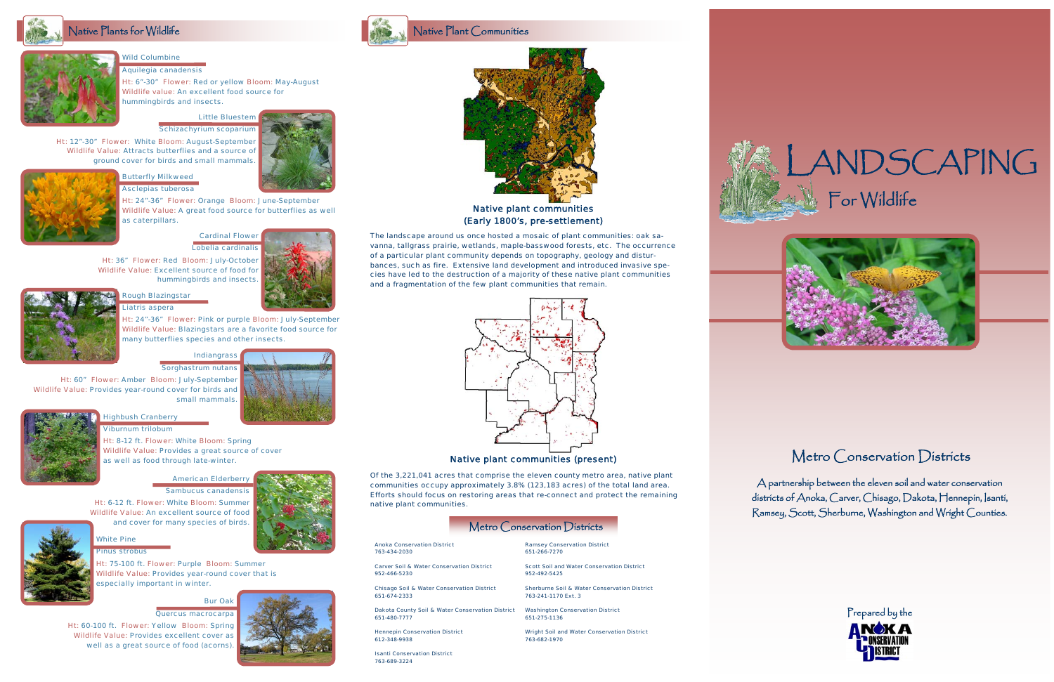## Native Plants for Wildlife

### Wild Columbine
*Aquilegia canadensis*

Ht: 6"-30" Flower: Red or yellow Bloom: May-August
Wildlife value: An excellent food source for hummingbirds and insects.

### Little Bluestem
*Schizachyrium scoparium*

Ht: 12"-30" Flower: White Bloom: August-September
Wildlife Value: Attracts butterflies and a source of ground cover for birds and small mammals.

### Butterfly Milkweed
*Asclepias tuberosa*

Ht: 24"-36" Flower: Orange Bloom: June-September
Wildlife Value: A great food source for butterflies as well as caterpillars.

### Cardinal Flower
*Lobelia cardinalis*

Ht: 36" Flower: Red Bloom: July-October
Wildlife Value: Excellent source of food for hummingbirds and insects.

### Rough Blazingstar
*Liatris aspera*

Ht: 24"-36" Flower: Pink or purple Bloom: July-September
Wildlife Value: Blazingstars are a favorite food source for many butterflies species and other insects.

### Indiangrass
*Sorghastrum nutans*

Ht: 60" Flower: Amber Bloom: July-September
Wildlife Value: Provides year-round cover for birds and small mammals.

### Highbush Cranberry
*Viburnum trilobum*

Ht: 8-12 ft. Flower: White Bloom: Spring
Wildlife Value: Provides a great source of cover as well as food through late-winter.

### American Elderberry
*Sambucus canadensis*

Ht: 6-12 ft. Flower: White Bloom: Summer
Wildlife Value: An excellent source of food and cover for many species of birds.

### White Pine
*Pinus strobus*

Ht: 75-100 ft. Flower: Purple Bloom: Summer
Wildlife Value: Provides year-round cover that is especially important in winter.

### Bur Oak
*Quercus macrocarpa*

Ht: 60-100 ft. Flower: Yellow Bloom: Spring
Wildlife Value: Provides excellent cover as well as a great source of food (acorns).

## Native Plant Communities

**Native plant communities (Early 1800's, pre-settlement)**

The landscape around us once hosted a mosaic of plant communities: oak savanna, tallgrass prairie, wetlands, maple-basswood forests, etc. The occurrence of a particular plant community depends on topography, geology and disturbances, such as fire. Extensive land development and introduced invasive species have led to the destruction of a majority of these native plant communities and a fragmentation of the few plant communities that remain.

**Native plant communities (present)**

Of the 3,221,041 acres that comprise the eleven county metro area, native plant communities occupy approximately 3.8% (123,183 acres) of the total land area. Efforts should focus on restoring areas that re-connect and protect the remaining native plant communities.

## Metro Conservation Districts

Anoka Conservation District
763-434-2030

Carver Soil & Water Conservation District
952-466-5230

Chisago Soil & Water Conservation District
651-674-2333

Dakota County Soil & Water Conservation District
651-480-7777

Hennepin Conservation District
612-348-9938

Isanti Conservation District
763-689-3224

Ramsey Conservation District
651-266-7270

Scott Soil and Water Conservation District
952-492-5425

Sherburne Soil & Water Conservation District
763-241-1170 Ext. 3

Washington Conservation District
651-275-1136

Wright Soil and Water Conservation District
763-682-1970

# Landscaping For Wildlife

## Metro Conservation Districts

A partnership between the eleven soil and water conservation districts of Anoka, Carver, Chisago, Dakota, Hennepin, Isanti, Ramsey, Scott, Sherburne, Washington and Wright Counties.

Prepared by the Anoka Conservation District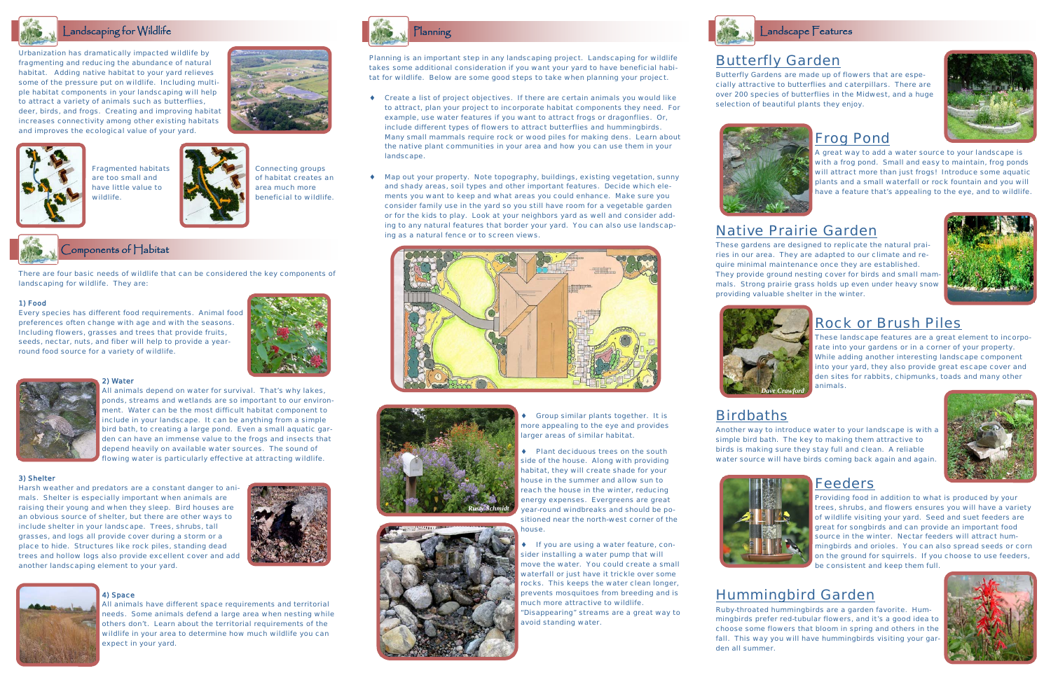## Landscaping for Wildlife

Urbanization has dramatically impacted wildlife by fragmenting and reducing the abundance of natural habitat. Adding native habitat to your yard relieves some of the pressure put on wildlife. Including multiple habitat components in your landscaping will help to attract a variety of animals such as butterflies, deer, birds, and frogs. Creating and improving habitat increases connectivity among other existing habitats and improves the ecological value of your yard.

Fragmented habitats are too small and have little value to wildlife.

Connecting groups of habitat creates an area much more beneficial to wildlife.

## Components of Habitat

There are four basic needs of wildlife that can be considered the key components of landscaping for wildlife. They are:

**1) Food**

Every species has different food requirements. Animal food preferences often change with age and with the seasons. Including flowers, grasses and trees that provide fruits, seeds, nectar, nuts, and fiber will help to provide a year-round food source for a variety of wildlife.

**2) Water**

All animals depend on water for survival. That's why lakes, ponds, streams and wetlands are so important to our environment. Water can be the most difficult habitat component to include in your landscape. It can be anything from a simple bird bath, to creating a large pond. Even a small aquatic garden can have an immense value to the frogs and insects that depend heavily on available water sources. The sound of flowing water is particularly effective at attracting wildlife.

**3) Shelter**

Harsh weather and predators are a constant danger to animals. Shelter is especially important when animals are raising their young and when they sleep. Bird houses are an obvious source of shelter, but there are other ways to include shelter in your landscape. Trees, shrubs, tall grasses, and logs all provide cover during a storm or a place to hide. Structures like rock piles, standing dead trees and hollow logs also provide excellent cover and add another landscaping element to your yard.

**4) Space**

All animals have different space requirements and territorial needs. Some animals defend a large area when nesting while others don't. Learn about the territorial requirements of the wildlife in your area to determine how much wildlife you can expect in your yard.

## Planning

Planning is an important step in any landscaping project. Landscaping for wildlife takes some additional consideration if you want your yard to have beneficial habitat for wildlife. Below are some good steps to take when planning your project.

- Create a list of project objectives. If there are certain animals you would like to attract, plan your project to incorporate habitat components they need. For example, use water features if you want to attract frogs or dragonflies. Or, include different types of flowers to attract butterflies and hummingbirds. Many small mammals require rock or wood piles for making dens. Learn about the native plant communities in your area and how you can use them in your landscape.
- Map out your property. Note topography, buildings, existing vegetation, sunny and shady areas, soil types and other important features. Decide which elements you want to keep and what areas you could enhance. Make sure you consider family use in the yard so you still have room for a vegetable garden or for the kids to play. Look at your neighbors yard as well and consider adding to any natural features that border your yard. You can also use landscaping as a natural fence or to screen views.

*Rusty Schmidt*

- Group similar plants together. It is more appealing to the eye and provides larger areas of similar habitat.
- Plant deciduous trees on the south side of the house. Along with providing habitat, they will create shade for your house in the summer and allow sun to reach the house in the winter, reducing energy expenses. Evergreens are great year-round windbreaks and should be positioned near the north-west corner of the house.
- If you are using a water feature, consider installing a water pump that will move the water. You could create a small waterfall or just have it trickle over some rocks. This keeps the water clean longer, prevents mosquitoes from breeding and is much more attractive to wildlife. "Disappearing" streams are a great way to avoid standing water.

## Landscape Features

### Butterfly Garden

Butterfly Gardens are made up of flowers that are especially attractive to butterflies and caterpillars. There are over 200 species of butterflies in the Midwest, and a huge selection of beautiful plants they enjoy.

### Frog Pond

A great way to add a water source to your landscape is with a frog pond. Small and easy to maintain, frog ponds will attract more than just frogs! Introduce some aquatic plants and a small waterfall or rock fountain and you will have a feature that's appealing to the eye, and to wildlife.

### Native Prairie Garden

These gardens are designed to replicate the natural prairies in our area. They are adapted to our climate and require minimal maintenance once they are established. They provide ground nesting cover for birds and small mammals. Strong prairie grass holds up even under heavy snow providing valuable shelter in the winter.

### Rock or Brush Piles

*Dave Crawford*

These landscape features are a great element to incorporate into your gardens or in a corner of your property. While adding another interesting landscape component into your yard, they also provide great escape cover and den sites for rabbits, chipmunks, toads and many other animals.

### Birdbaths

Another way to introduce water to your landscape is with a simple bird bath. The key to making them attractive to birds is making sure they stay full and clean. A reliable water source will have birds coming back again and again.

### Feeders

Providing food in addition to what is produced by your trees, shrubs, and flowers ensures you will have a variety of wildlife visiting your yard. Seed and suet feeders are great for songbirds and can provide an important food source in the winter. Nectar feeders will attract hummingbirds and orioles. You can also spread seeds or corn on the ground for squirrels. If you choose to use feeders, be consistent and keep them full.

### Hummingbird Garden

Ruby-throated hummingbirds are a garden favorite. Hummingbirds prefer red-tubular flowers, and it's a good idea to choose some flowers that bloom in spring and others in the fall. This way you will have hummingbirds visiting your garden all summer.